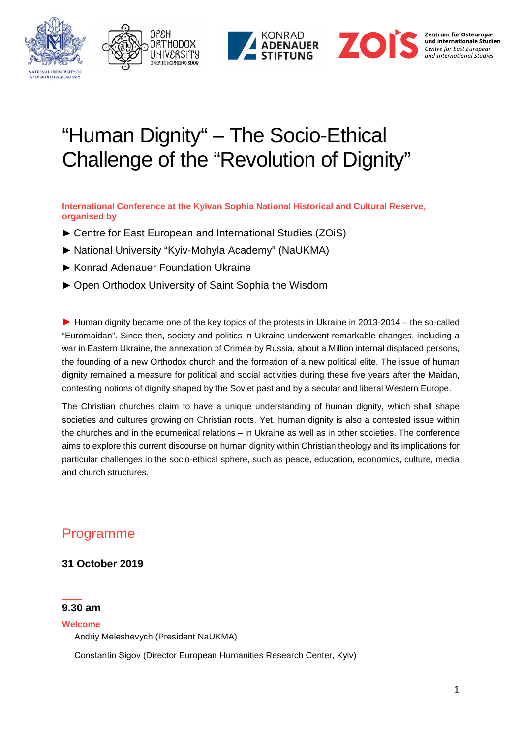# “Human Dignity“ – The Socio-Ethical Challenge of the “Revolution of Dignity”

**International Conference at the Kyivan Sophia National Historical and Cultural Reserve, organised by**

- ► Centre for East European and International Studies (ZOiS)
- ► National University “Kyiv-Mohyla Academy” (NaUKMA)
- ► Konrad Adenauer Foundation Ukraine
- ► Open Orthodox University of Saint Sophia the Wisdom

► Human dignity became one of the key topics of the protests in Ukraine in 2013-2014 – the so-called “Euromaidan”. Since then, society and politics in Ukraine underwent remarkable changes, including a war in Eastern Ukraine, the annexation of Crimea by Russia, about a Million internal displaced persons, the founding of a new Orthodox church and the formation of a new political elite. The issue of human dignity remained a measure for political and social activities during these five years after the Maidan, contesting notions of dignity shaped by the Soviet past and by a secular and liberal Western Europe.

The Christian churches claim to have a unique understanding of human dignity, which shall shape societies and cultures growing on Christian roots. Yet, human dignity is also a contested issue within the churches and in the ecumenical relations – in Ukraine as well as in other societies. The conference aims to explore this current discourse on human dignity within Christian theology and its implications for particular challenges in the socio-ethical sphere, such as peace, education, economics, culture, media and church structures.

## Programme

**31 October 2019**

### 9.30 am

**Welcome**

Andriy Meleshevych (President NaUKMA)

Constantin Sigov (Director European Humanities Research Center, Kyiv)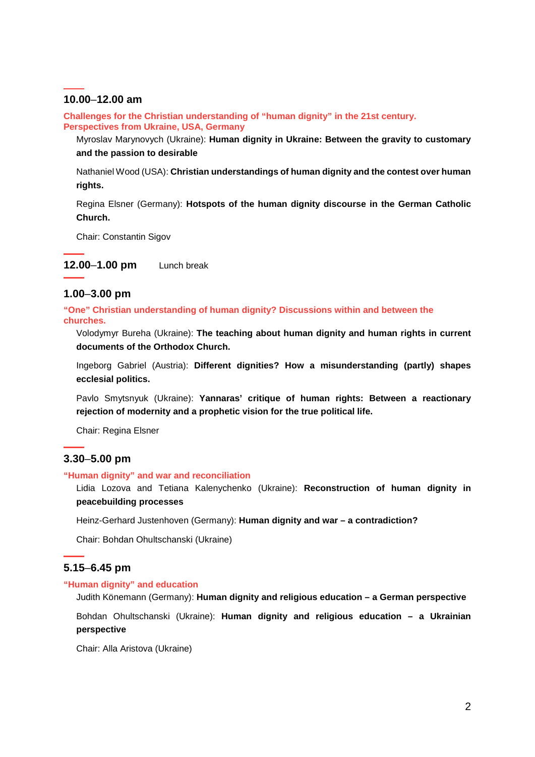## 10.00–12.00 am

**Challenges for the Christian understanding of "human dignity" in the 21st century. Perspectives from Ukraine, USA, Germany**

Myroslav Marynovych (Ukraine): **Human dignity in Ukraine: Between the gravity to customary and the passion to desirable**

Nathaniel Wood (USA): **Christian understandings of human dignity and the contest over human rights.**

Regina Elsner (Germany): **Hotspots of the human dignity discourse in the German Catholic Church.**

Chair: Constantin Sigov

## 12.00–1.00 pm

Lunch break

## 1.00–3.00 pm

**"One" Christian understanding of human dignity? Discussions within and between the churches.**

Volodymyr Bureha (Ukraine): **The teaching about human dignity and human rights in current documents of the Orthodox Church.**

Ingeborg Gabriel (Austria): **Different dignities? How a misunderstanding (partly) shapes ecclesial politics.**

Pavlo Smytsnyuk (Ukraine): **Yannaras' critique of human rights: Between a reactionary rejection of modernity and a prophetic vision for the true political life.**

Chair: Regina Elsner

## 3.30–5.00 pm

**"Human dignity" and war and reconciliation**

Lidia Lozova and Tetiana Kalenychenko (Ukraine): **Reconstruction of human dignity in peacebuilding processes**

Heinz-Gerhard Justenhoven (Germany): **Human dignity and war – a contradiction?**

Chair: Bohdan Ohultschanski (Ukraine)

## 5.15–6.45 pm

**"Human dignity" and education**

Judith Könemann (Germany): **Human dignity and religious education – a German perspective**

Bohdan Ohultschanski (Ukraine): **Human dignity and religious education – a Ukrainian perspective**

Chair: Alla Aristova (Ukraine)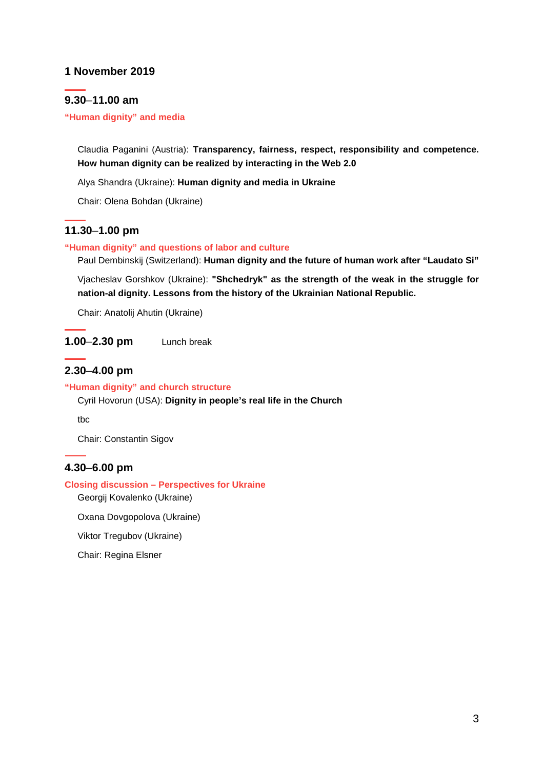## 1 November 2019

### 9.30–11.00 am

**“Human dignity” and media**

Claudia Paganini (Austria): **Transparency, fairness, respect, responsibility and competence. How human dignity can be realized by interacting in the Web 2.0**

Alya Shandra (Ukraine): **Human dignity and media in Ukraine**

Chair: Olena Bohdan (Ukraine)

### 11.30–1.00 pm

**“Human dignity” and questions of labor and culture**

Paul Dembinskij (Switzerland): **Human dignity and the future of human work after “Laudato Si”**

Vjacheslav Gorshkov (Ukraine): **"Shchedryk" as the strength of the weak in the struggle for nation-al dignity. Lessons from the history of the Ukrainian National Republic.**

Chair: Anatolij Ahutin (Ukraine)

### 1.00–2.30 pm

Lunch break

### 2.30–4.00 pm

**“Human dignity” and church structure**

Cyril Hovorun (USA): **Dignity in people’s real life in the Church**

tbc

Chair: Constantin Sigov

### 4.30–6.00 pm

**Closing discussion – Perspectives for Ukraine**

Georgij Kovalenko (Ukraine)

Oxana Dovgopolova (Ukraine)

Viktor Tregubov (Ukraine)

Chair: Regina Elsner